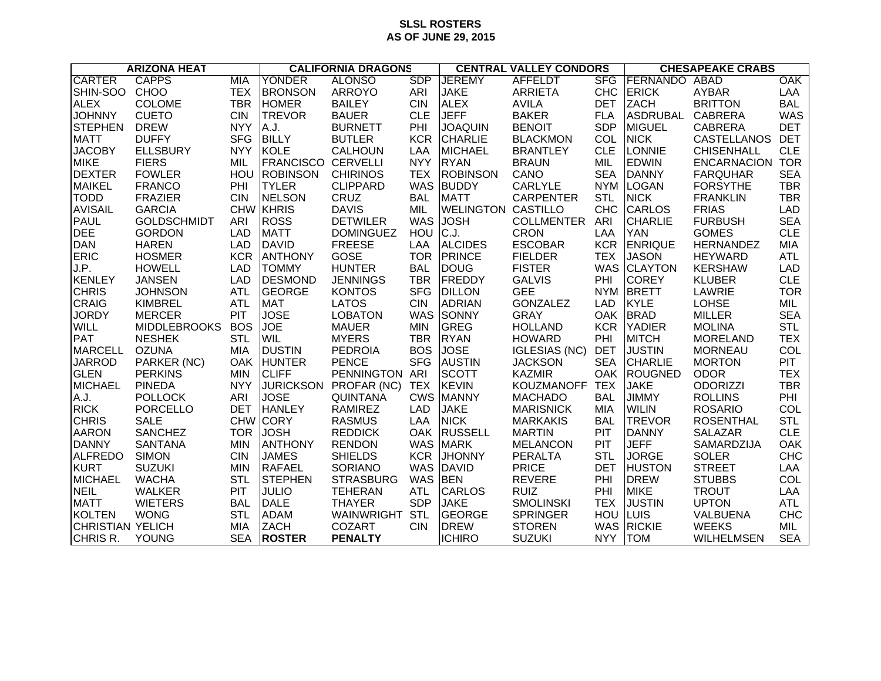# SLSL ROSTERS
## AS OF JUNE 29, 2015

| ARIZONA HEAT | | | CALIFORNIA DRAGONS | | | CENTRAL VALLEY CONDORS | | | CHESAPEAKE CRABS | | |
|---|---|---|---|---|---|---|---|---|---|---|---|
| CARTER | CAPPS | MIA | YONDER | ALONSO | SDP | JEREMY | AFFELDT | SFG | FERNANDO | ABAD | OAK |
| SHIN-SOO | CHOO | TEX | BRONSON | ARROYO | ARI | JAKE | ARRIETA | CHC | ERICK | AYBAR | LAA |
| ALEX | COLOME | TBR | HOMER | BAILEY | CIN | ALEX | AVILA | DET | ZACH | BRITTON | BAL |
| JOHNNY | CUETO | CIN | TREVOR | BAUER | CLE | JEFF | BAKER | FLA | ASDRUBAL | CABRERA | WAS |
| STEPHEN | DREW | NYY | A.J. | BURNETT | PHI | JOAQUIN | BENOIT | SDP | MIGUEL | CABRERA | DET |
| MATT | DUFFY | SFG | BILLY | BUTLER | KCR | CHARLIE | BLACKMON | COL | NICK | CASTELLANOS | DET |
| JACOBY | ELLSBURY | NYY | KOLE | CALHOUN | LAA | MICHAEL | BRANTLEY | CLE | LONNIE | CHISENHALL | CLE |
| MIKE | FIERS | MIL | FRANCISCO | CERVELLI | NYY | RYAN | BRAUN | MIL | EDWIN | ENCARNACION | TOR |
| DEXTER | FOWLER | HOU | ROBINSON | CHIRINOS | TEX | ROBINSON | CANO | SEA | DANNY | FARQUHAR | SEA |
| MAIKEL | FRANCO | PHI | TYLER | CLIPPARD | WAS | BUDDY | CARLYLE | NYM | LOGAN | FORSYTHE | TBR |
| TODD | FRAZIER | CIN | NELSON | CRUZ | BAL | MATT | CARPENTER | STL | NICK | FRANKLIN | TBR |
| AVISAIL | GARCIA | CHW | KHRIS | DAVIS | MIL | WELINGTON | CASTILLO | CHC | CARLOS | FRIAS | LAD |
| PAUL | GOLDSCHMIDT | ARI | ROSS | DETWILER | WAS | JOSH | COLLMENTER | ARI | CHARLIE | FURBUSH | SEA |
| DEE | GORDON | LAD | MATT | DOMINGUEZ | HOU | C.J. | CRON | LAA | YAN | GOMES | CLE |
| DAN | HAREN | LAD | DAVID | FREESE | LAA | ALCIDES | ESCOBAR | KCR | ENRIQUE | HERNANDEZ | MIA |
| ERIC | HOSMER | KCR | ANTHONY | GOSE | TOR | PRINCE | FIELDER | TEX | JASON | HEYWARD | ATL |
| J.P. | HOWELL | LAD | TOMMY | HUNTER | BAL | DOUG | FISTER | WAS | CLAYTON | KERSHAW | LAD |
| KENLEY | JANSEN | LAD | DESMOND | JENNINGS | TBR | FREDDY | GALVIS | PHI | COREY | KLUBER | CLE |
| CHRIS | JOHNSON | ATL | GEORGE | KONTOS | SFG | DILLON | GEE | NYM | BRETT | LAWRIE | TOR |
| CRAIG | KIMBREL | ATL | MAT | LATOS | CIN | ADRIAN | GONZALEZ | LAD | KYLE | LOHSE | MIL |
| JORDY | MERCER | PIT | JOSE | LOBATON | WAS | SONNY | GRAY | OAK | BRAD | MILLER | SEA |
| WILL | MIDDLEBROOKS | BOS | JOE | MAUER | MIN | GREG | HOLLAND | KCR | YADIER | MOLINA | STL |
| PAT | NESHEK | STL | WIL | MYERS | TBR | RYAN | HOWARD | PHI | MITCH | MORELAND | TEX |
| MARCELL | OZUNA | MIA | DUSTIN | PEDROIA | BOS | JOSE | IGLESIAS (NC) | DET | JUSTIN | MORNEAU | COL |
| JARROD | PARKER (NC) | OAK | HUNTER | PENCE | SFG | AUSTIN | JACKSON | SEA | CHARLIE | MORTON | PIT |
| GLEN | PERKINS | MIN | CLIFF | PENNINGTON | ARI | SCOTT | KAZMIR | OAK | ROUGNED | ODOR | TEX |
| MICHAEL | PINEDA | NYY | JURICKSON | PROFAR (NC) | TEX | KEVIN | KOUZMANOFF | TEX | JAKE | ODORIZZI | TBR |
| A.J. | POLLOCK | ARI | JOSE | QUINTANA | CWS | MANNY | MACHADO | BAL | JIMMY | ROLLINS | PHI |
| RICK | PORCELLO | DET | HANLEY | RAMIREZ | LAD | JAKE | MARISNICK | MIA | WILIN | ROSARIO | COL |
| CHRIS | SALE | CHW | CORY | RASMUS | LAA | NICK | MARKAKIS | BAL | TREVOR | ROSENTHAL | STL |
| AARON | SANCHEZ | TOR | JOSH | REDDICK | OAK | RUSSELL | MARTIN | PIT | DANNY | SALAZAR | CLE |
| DANNY | SANTANA | MIN | ANTHONY | RENDON | WAS | MARK | MELANCON | PIT | JEFF | SAMARDZIJA | OAK |
| ALFREDO | SIMON | CIN | JAMES | SHIELDS | KCR | JHONNY | PERALTA | STL | JORGE | SOLER | CHC |
| KURT | SUZUKI | MIN | RAFAEL | SORIANO | WAS | DAVID | PRICE | DET | HUSTON | STREET | LAA |
| MICHAEL | WACHA | STL | STEPHEN | STRASBURG | WAS | BEN | REVERE | PHI | DREW | STUBBS | COL |
| NEIL | WALKER | PIT | JULIO | TEHERAN | ATL | CARLOS | RUIZ | PHI | MIKE | TROUT | LAA |
| MATT | WIETERS | BAL | DALE | THAYER | SDP | JAKE | SMOLINSKI | TEX | JUSTIN | UPTON | ATL |
| KOLTEN | WONG | STL | ADAM | WAINWRIGHT | STL | GEORGE | SPRINGER | HOU | LUIS | VALBUENA | CHC |
| CHRISTIAN | YELICH | MIA | ZACH | COZART | CIN | DREW | STOREN | WAS | RICKIE | WEEKS | MIL |
| CHRIS R. | YOUNG | SEA | **ROSTER** | **PENALTY** | | ICHIRO | SUZUKI | NYY | TOM | WILHELMSEN | SEA |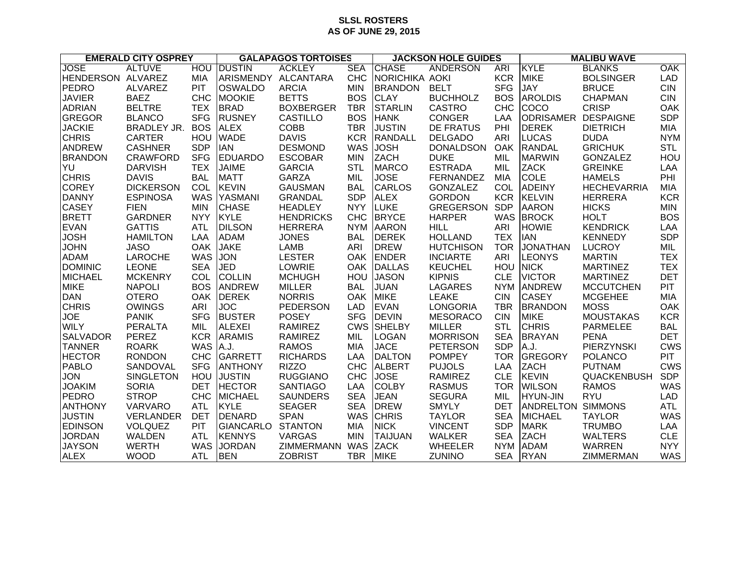**SLSL ROSTERS**
**AS OF JUNE 29, 2015**

| EMERALD CITY OSPREY | | | GALAPAGOS TORTOISES | | | JACKSON HOLE GUIDES | | | MALIBU WAVE | | |
|---|---|---|---|---|---|---|---|---|---|---|---|
| JOSE | ALTUVE | HOU | DUSTIN | ACKLEY | SEA | CHASE | ANDERSON | ARI | KYLE | BLANKS | OAK |
| HENDERSON | ALVAREZ | MIA | ARISMENDY | ALCANTARA | CHC | NORICHIKA | AOKI | KCR | MIKE | BOLSINGER | LAD |
| PEDRO | ALVAREZ | PIT | OSWALDO | ARCIA | MIN | BRANDON | BELT | SFG | JAY | BRUCE | CIN |
| JAVIER | BAEZ | CHC | MOOKIE | BETTS | BOS | CLAY | BUCHHOLZ | BOS | AROLDIS | CHAPMAN | CIN |
| ADRIAN | BELTRE | TEX | BRAD | BOXBERGER | TBR | STARLIN | CASTRO | CHC | COCO | CRISP | OAK |
| GREGOR | BLANCO | SFG | RUSNEY | CASTILLO | BOS | HANK | CONGER | LAA | ODRISAMER | DESPAIGNE | SDP |
| JACKIE | BRADLEY JR. | BOS | ALEX | COBB | TBR | JUSTIN | DE FRATUS | PHI | DEREK | DIETRICH | MIA |
| CHRIS | CARTER | HOU | WADE | DAVIS | KCR | RANDALL | DELGADO | ARI | LUCAS | DUDA | NYM |
| ANDREW | CASHNER | SDP | IAN | DESMOND | WAS | JOSH | DONALDSON | OAK | RANDAL | GRICHUK | STL |
| BRANDON | CRAWFORD | SFG | EDUARDO | ESCOBAR | MIN | ZACH | DUKE | MIL | MARWIN | GONZALEZ | HOU |
| YU | DARVISH | TEX | JAIME | GARCIA | STL | MARCO | ESTRADA | MIL | ZACK | GREINKE | LAA |
| CHRIS | DAVIS | BAL | MATT | GARZA | MIL | JOSE | FERNANDEZ | MIA | COLE | HAMELS | PHI |
| COREY | DICKERSON | COL | KEVIN | GAUSMAN | BAL | CARLOS | GONZALEZ | COL | ADEINY | HECHEVARRIA | MIA |
| DANNY | ESPINOSA | WAS | YASMANI | GRANDAL | SDP | ALEX | GORDON | KCR | KELVIN | HERRERA | KCR |
| CASEY | FIEN | MIN | CHASE | HEADLEY | NYY | LUKE | GREGERSON | SDP | AARON | HICKS | MIN |
| BRETT | GARDNER | NYY | KYLE | HENDRICKS | CHC | BRYCE | HARPER | WAS | BROCK | HOLT | BOS |
| EVAN | GATTIS | ATL | DILSON | HERRERA | NYM | AARON | HILL | ARI | HOWIE | KENDRICK | LAA |
| JOSH | HAMILTON | LAA | ADAM | JONES | BAL | DEREK | HOLLAND | TEX | IAN | KENNEDY | SDP |
| JOHN | JASO | OAK | JAKE | LAMB | ARI | DREW | HUTCHISON | TOR | JONATHAN | LUCROY | MIL |
| ADAM | LAROCHE | WAS | JON | LESTER | OAK | ENDER | INCIARTE | ARI | LEONYS | MARTIN | TEX |
| DOMINIC | LEONE | SEA | JED | LOWRIE | OAK | DALLAS | KEUCHEL | HOU | NICK | MARTINEZ | TEX |
| MICHAEL | MCKENRY | COL | COLLIN | MCHUGH | HOU | JASON | KIPNIS | CLE | VICTOR | MARTINEZ | DET |
| MIKE | NAPOLI | BOS | ANDREW | MILLER | BAL | JUAN | LAGARES | NYM | ANDREW | MCCUTCHEN | PIT |
| DAN | OTERO | OAK | DEREK | NORRIS | OAK | MIKE | LEAKE | CIN | CASEY | MCGEHEE | MIA |
| CHRIS | OWINGS | ARI | JOC | PEDERSON | LAD | EVAN | LONGORIA | TBR | BRANDON | MOSS | OAK |
| JOE | PANIK | SFG | BUSTER | POSEY | SFG | DEVIN | MESORACO | CIN | MIKE | MOUSTAKAS | KCR |
| WILY | PERALTA | MIL | ALEXEI | RAMIREZ | CWS | SHELBY | MILLER | STL | CHRIS | PARMELEE | BAL |
| SALVADOR | PEREZ | KCR | ARAMIS | RAMIREZ | MIL | LOGAN | MORRISON | SEA | BRAYAN | PENA | DET |
| TANNER | ROARK | WAS | A.J. | RAMOS | MIA | JACE | PETERSON | SDP | A.J. | PIERZYNSKI | CWS |
| HECTOR | RONDON | CHC | GARRETT | RICHARDS | LAA | DALTON | POMPEY | TOR | GREGORY | POLANCO | PIT |
| PABLO | SANDOVAL | SFG | ANTHONY | RIZZO | CHC | ALBERT | PUJOLS | LAA | ZACH | PUTNAM | CWS |
| JON | SINGLETON | HOU | JUSTIN | RUGGIANO | CHC | JOSE | RAMIREZ | CLE | KEVIN | QUACKENBUSH | SDP |
| JOAKIM | SORIA | DET | HECTOR | SANTIAGO | LAA | COLBY | RASMUS | TOR | WILSON | RAMOS | WAS |
| PEDRO | STROP | CHC | MICHAEL | SAUNDERS | SEA | JEAN | SEGURA | MIL | HYUN-JIN | RYU | LAD |
| ANTHONY | VARVARO | ATL | KYLE | SEAGER | SEA | DREW | SMYLY | DET | ANDRELTON | SIMMONS | ATL |
| JUSTIN | VERLANDER | DET | DENARD | SPAN | WAS | CHRIS | TAYLOR | SEA | MICHAEL | TAYLOR | WAS |
| EDINSON | VOLQUEZ | PIT | GIANCARLO | STANTON | MIA | NICK | VINCENT | SDP | MARK | TRUMBO | LAA |
| JORDAN | WALDEN | ATL | KENNYS | VARGAS | MIN | TAIJUAN | WALKER | SEA | ZACH | WALTERS | CLE |
| JAYSON | WERTH | WAS | JORDAN | ZIMMERMANN | WAS | ZACK | WHEELER | NYM | ADAM | WARREN | NYY |
| ALEX | WOOD | ATL | BEN | ZOBRIST | TBR | MIKE | ZUNINO | SEA | RYAN | ZIMMERMAN | WAS |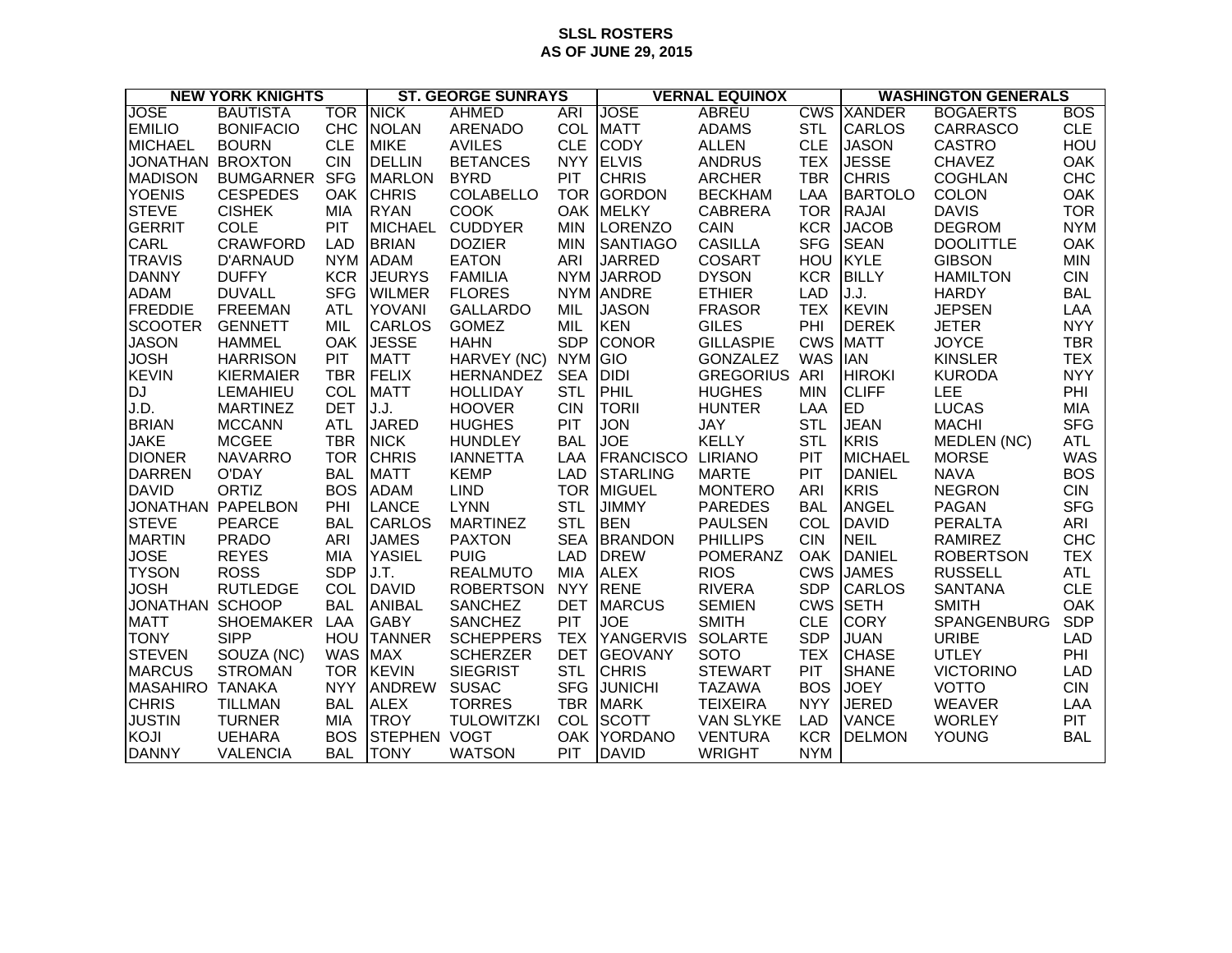**SLSL ROSTERS**
**AS OF JUNE 29, 2015**

| NEW YORK KNIGHTS | | | ST. GEORGE SUNRAYS | | | VERNAL EQUINOX | | | WASHINGTON GENERALS | | |
|---|---|---|---|---|---|---|---|---|---|---|---|
| JOSE | BAUTISTA | TOR | NICK | AHMED | ARI | JOSE | ABREU | CWS | XANDER | BOGAERTS | BOS |
| EMILIO | BONIFACIO | CHC | NOLAN | ARENADO | COL | MATT | ADAMS | STL | CARLOS | CARRASCO | CLE |
| MICHAEL | BOURN | CLE | MIKE | AVILES | CLE | CODY | ALLEN | CLE | JASON | CASTRO | HOU |
| JONATHAN | BROXTON | CIN | DELLIN | BETANCES | NYY | ELVIS | ANDRUS | TEX | JESSE | CHAVEZ | OAK |
| MADISON | BUMGARNER | SFG | MARLON | BYRD | PIT | CHRIS | ARCHER | TBR | CHRIS | COGHLAN | CHC |
| YOENIS | CESPEDES | OAK | CHRIS | COLABELLO | TOR | GORDON | BECKHAM | LAA | BARTOLO | COLON | OAK |
| STEVE | CISHEK | MIA | RYAN | COOK | OAK | MELKY | CABRERA | TOR | RAJAI | DAVIS | TOR |
| GERRIT | COLE | PIT | MICHAEL | CUDDYER | MIN | LORENZO | CAIN | KCR | JACOB | DEGROM | NYM |
| CARL | CRAWFORD | LAD | BRIAN | DOZIER | MIN | SANTIAGO | CASILLA | SFG | SEAN | DOOLITTLE | OAK |
| TRAVIS | D'ARNAUD | NYM | ADAM | EATON | ARI | JARRED | COSART | HOU | KYLE | GIBSON | MIN |
| DANNY | DUFFY | KCR | JEURYS | FAMILIA | NYM | JARROD | DYSON | KCR | BILLY | HAMILTON | CIN |
| ADAM | DUVALL | SFG | WILMER | FLORES | NYM | ANDRE | ETHIER | LAD | J.J. | HARDY | BAL |
| FREDDIE | FREEMAN | ATL | YOVANI | GALLARDO | MIL | JASON | FRASOR | TEX | KEVIN | JEPSEN | LAA |
| SCOOTER | GENNETT | MIL | CARLOS | GOMEZ | MIL | KEN | GILES | PHI | DEREK | JETER | NYY |
| JASON | HAMMEL | OAK | JESSE | HAHN | SDP | CONOR | GILLASPIE | CWS | MATT | JOYCE | TBR |
| JOSH | HARRISON | PIT | MATT | HARVEY (NC) | NYM | GIO | GONZALEZ | WAS | IAN | KINSLER | TEX |
| KEVIN | KIERMAIER | TBR | FELIX | HERNANDEZ | SEA | DIDI | GREGORIUS | ARI | HIROKI | KURODA | NYY |
| DJ | LEMAHIEU | COL | MATT | HOLLIDAY | STL | PHIL | HUGHES | MIN | CLIFF | LEE | PHI |
| J.D. | MARTINEZ | DET | J.J. | HOOVER | CIN | TORII | HUNTER | LAA | ED | LUCAS | MIA |
| BRIAN | MCCANN | ATL | JARED | HUGHES | PIT | JON | JAY | STL | JEAN | MACHI | SFG |
| JAKE | MCGEE | TBR | NICK | HUNDLEY | BAL | JOE | KELLY | STL | KRIS | MEDLEN (NC) | ATL |
| DIONER | NAVARRO | TOR | CHRIS | IANNETTA | LAA | FRANCISCO | LIRIANO | PIT | MICHAEL | MORSE | WAS |
| DARREN | O'DAY | BAL | MATT | KEMP | LAD | STARLING | MARTE | PIT | DANIEL | NAVA | BOS |
| DAVID | ORTIZ | BOS | ADAM | LIND | TOR | MIGUEL | MONTERO | ARI | KRIS | NEGRON | CIN |
| JONATHAN | PAPELBON | PHI | LANCE | LYNN | STL | JIMMY | PAREDES | BAL | ANGEL | PAGAN | SFG |
| STEVE | PEARCE | BAL | CARLOS | MARTINEZ | STL | BEN | PAULSEN | COL | DAVID | PERALTA | ARI |
| MARTIN | PRADO | ARI | JAMES | PAXTON | SEA | BRANDON | PHILLIPS | CIN | NEIL | RAMIREZ | CHC |
| JOSE | REYES | MIA | YASIEL | PUIG | LAD | DREW | POMERANZ | OAK | DANIEL | ROBERTSON | TEX |
| TYSON | ROSS | SDP | J.T. | REALMUTO | MIA | ALEX | RIOS | CWS | JAMES | RUSSELL | ATL |
| JOSH | RUTLEDGE | COL | DAVID | ROBERTSON | NYY | RENE | RIVERA | SDP | CARLOS | SANTANA | CLE |
| JONATHAN | SCHOOP | BAL | ANIBAL | SANCHEZ | DET | MARCUS | SEMIEN | CWS | SETH | SMITH | OAK |
| MATT | SHOEMAKER | LAA | GABY | SANCHEZ | PIT | JOE | SMITH | CLE | CORY | SPANGENBURG | SDP |
| TONY | SIPP | HOU | TANNER | SCHEPPERS | TEX | YANGERVIS | SOLARTE | SDP | JUAN | URIBE | LAD |
| STEVEN | SOUZA (NC) | WAS | MAX | SCHERZER | DET | GEOVANY | SOTO | TEX | CHASE | UTLEY | PHI |
| MARCUS | STROMAN | TOR | KEVIN | SIEGRIST | STL | CHRIS | STEWART | PIT | SHANE | VICTORINO | LAD |
| MASAHIRO | TANAKA | NYY | ANDREW | SUSAC | SFG | JUNICHI | TAZAWA | BOS | JOEY | VOTTO | CIN |
| CHRIS | TILLMAN | BAL | ALEX | TORRES | TBR | MARK | TEIXEIRA | NYY | JERED | WEAVER | LAA |
| JUSTIN | TURNER | MIA | TROY | TULOWITZKI | COL | SCOTT | VAN SLYKE | LAD | VANCE | WORLEY | PIT |
| KOJI | UEHARA | BOS | STEPHEN | VOGT | OAK | YORDANO | VENTURA | KCR | DELMON | YOUNG | BAL |
| DANNY | VALENCIA | BAL | TONY | WATSON | PIT | DAVID | WRIGHT | NYM | | | |